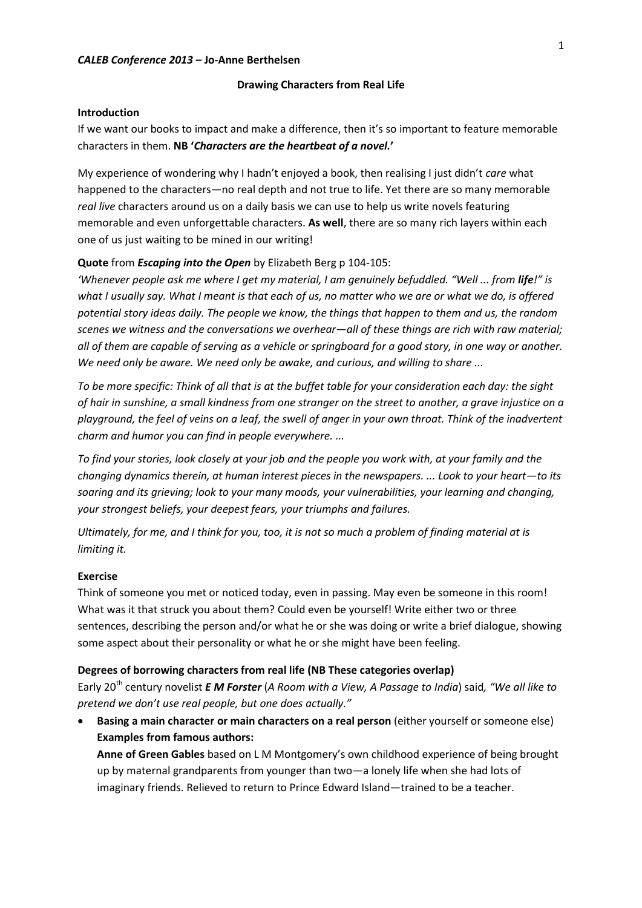***CALEB Conference 2013* – Jo-Anne Berthelsen**

**Drawing Characters from Real Life**

**Introduction**

If we want our books to impact and make a difference, then it's so important to feature memorable characters in them. **NB '*Characters are the heartbeat of a novel.*'**

My experience of wondering why I hadn't enjoyed a book, then realising I just didn't *care* what happened to the characters—no real depth and not true to life. Yet there are so many memorable *real live* characters around us on a daily basis we can use to help us write novels featuring memorable and even unforgettable characters. **As well**, there are so many rich layers within each one of us just waiting to be mined in our writing!

**Quote** from ***Escaping into the Open*** by Elizabeth Berg p 104-105:

*'Whenever people ask me where I get my material, I am genuinely befuddled. "Well ... from **life**!" is what I usually say. What I meant is that each of us, no matter who we are or what we do, is offered potential story ideas daily. The people we know, the things that happen to them and us, the random scenes we witness and the conversations we overhear—all of these things are rich with raw material; all of them are capable of serving as a vehicle or springboard for a good story, in one way or another. We need only be aware. We need only be awake, and curious, and willing to share ...*

*To be more specific: Think of all that is at the buffet table for your consideration each day: the sight of hair in sunshine, a small kindness from one stranger on the street to another, a grave injustice on a playground, the feel of veins on a leaf, the swell of anger in your own throat. Think of the inadvertent charm and humor you can find in people everywhere. ...*

*To find your stories, look closely at your job and the people you work with, at your family and the changing dynamics therein, at human interest pieces in the newspapers. ... Look to your heart—to its soaring and its grieving; look to your many moods, your vulnerabilities, your learning and changing, your strongest beliefs, your deepest fears, your triumphs and failures.*

*Ultimately, for me, and I think for you, too, it is not so much a problem of finding material at is limiting it.*

**Exercise**

Think of someone you met or noticed today, even in passing. May even be someone in this room! What was it that struck you about them? Could even be yourself! Write either two or three sentences, describing the person and/or what he or she was doing or write a brief dialogue, showing some aspect about their personality or what he or she might have been feeling.

**Degrees of borrowing characters from real life (NB These categories overlap)**

Early 20th century novelist ***E M Forster*** (*A Room with a View, A Passage to India*) said*, "We all like to pretend we don't use real people, but one does actually."*

- **Basing a main character or main characters on a real person** (either yourself or someone else)
  **Examples from famous authors:**
  **Anne of Green Gables** based on L M Montgomery's own childhood experience of being brought up by maternal grandparents from younger than two—a lonely life when she had lots of imaginary friends. Relieved to return to Prince Edward Island—trained to be a teacher.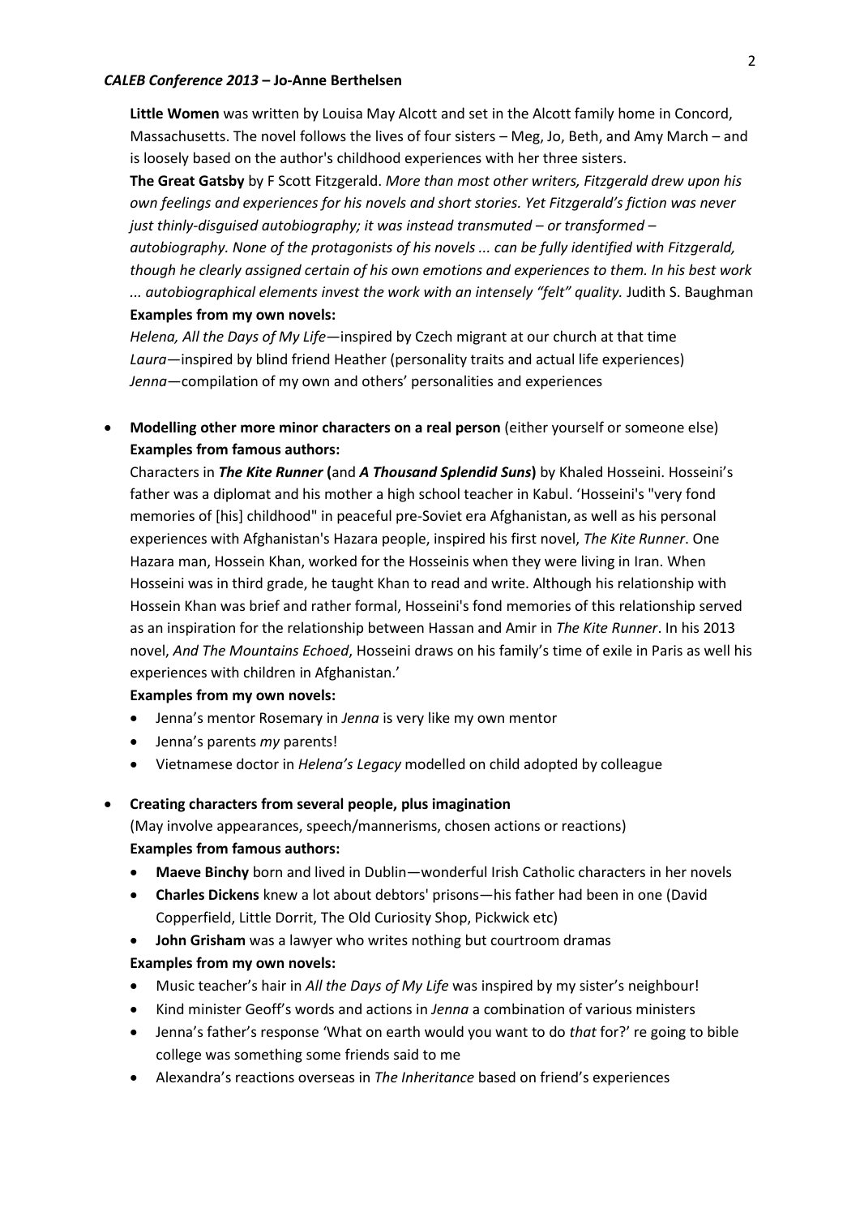**Little Women** was written by Louisa May Alcott and set in the Alcott family home in Concord, Massachusetts. The novel follows the lives of four sisters – Meg, Jo, Beth, and Amy March – and is loosely based on the author's childhood experiences with her three sisters.

**The Great Gatsby** by F Scott Fitzgerald. *More than most other writers, Fitzgerald drew upon his own feelings and experiences for his novels and short stories. Yet Fitzgerald's fiction was never just thinly-disguised autobiography; it was instead transmuted – or transformed – autobiography. None of the protagonists of his novels ... can be fully identified with Fitzgerald, though he clearly assigned certain of his own emotions and experiences to them. In his best work ... autobiographical elements invest the work with an intensely "felt" quality.* Judith S. Baughman

**Examples from my own novels:**

*Helena, All the Days of My Life*—inspired by Czech migrant at our church at that time
*Laura*—inspired by blind friend Heather (personality traits and actual life experiences)
*Jenna*—compilation of my own and others' personalities and experiences

- **Modelling other more minor characters on a real person** (either yourself or someone else)

  **Examples from famous authors:**

  Characters in ***The Kite Runner*** **(**and ***A Thousand Splendid Suns*****)** by Khaled Hosseini. Hosseini's father was a diplomat and his mother a high school teacher in Kabul. 'Hosseini's "very fond memories of [his] childhood" in peaceful pre-Soviet era Afghanistan, as well as his personal experiences with Afghanistan's Hazara people, inspired his first novel, *The Kite Runner*. One Hazara man, Hossein Khan, worked for the Hosseinis when they were living in Iran. When Hosseini was in third grade, he taught Khan to read and write. Although his relationship with Hossein Khan was brief and rather formal, Hosseini's fond memories of this relationship served as an inspiration for the relationship between Hassan and Amir in *The Kite Runner*. In his 2013 novel, *And The Mountains Echoed*, Hosseini draws on his family's time of exile in Paris as well his experiences with children in Afghanistan.'

  **Examples from my own novels:**

  - Jenna's mentor Rosemary in *Jenna* is very like my own mentor
  - Jenna's parents *my* parents!
  - Vietnamese doctor in *Helena's Legacy* modelled on child adopted by colleague

- **Creating characters from several people, plus imagination**

  (May involve appearances, speech/mannerisms, chosen actions or reactions)

  **Examples from famous authors:**

  - **Maeve Binchy** born and lived in Dublin—wonderful Irish Catholic characters in her novels
  - **Charles Dickens** knew a lot about debtors' prisons—his father had been in one (David Copperfield, Little Dorrit, The Old Curiosity Shop, Pickwick etc)
  - **John Grisham** was a lawyer who writes nothing but courtroom dramas

  **Examples from my own novels:**

  - Music teacher's hair in *All the Days of My Life* was inspired by my sister's neighbour!
  - Kind minister Geoff's words and actions in *Jenna* a combination of various ministers
  - Jenna's father's response 'What on earth would you want to do *that* for?' re going to bible college was something some friends said to me
  - Alexandra's reactions overseas in *The Inheritance* based on friend's experiences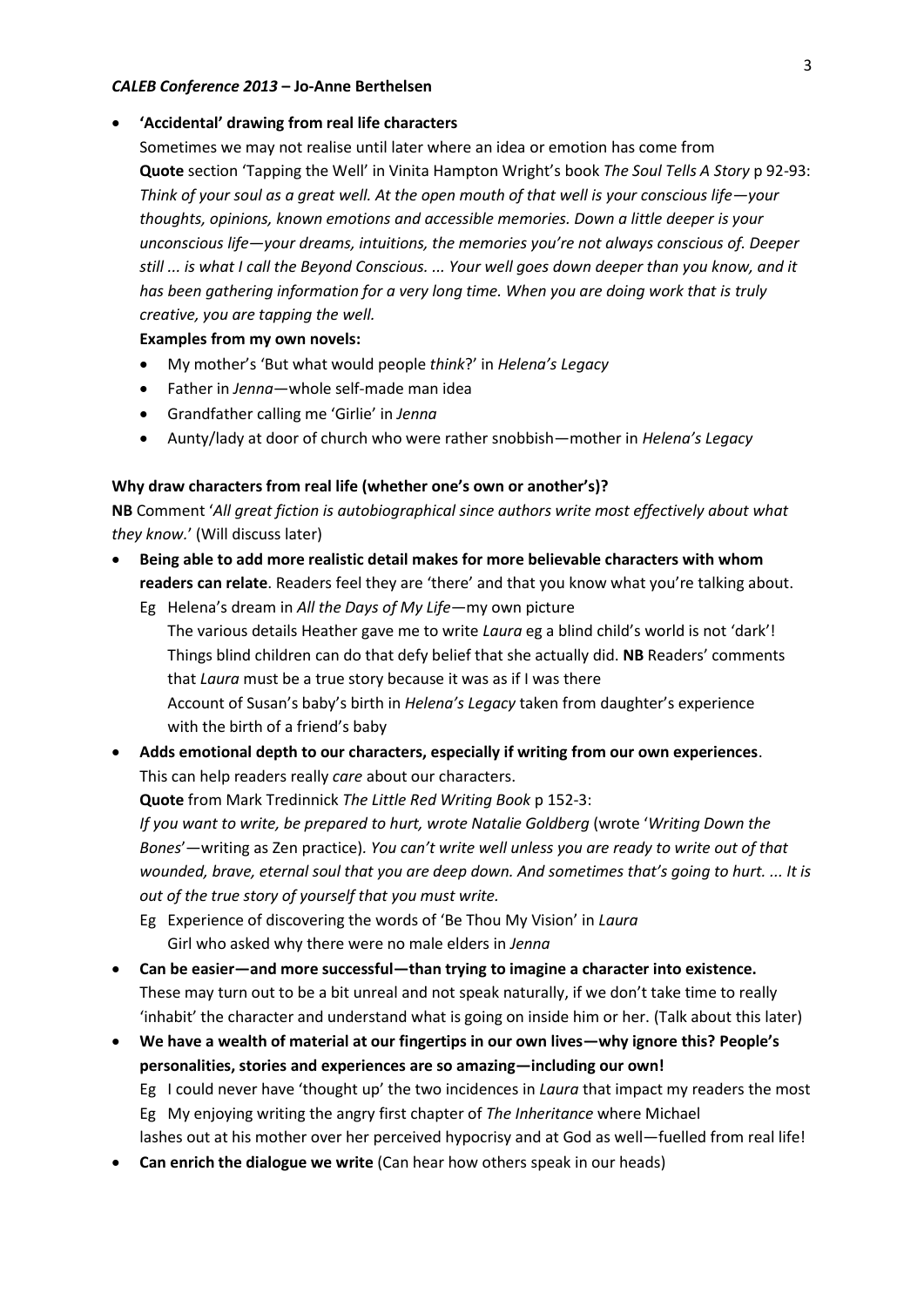- **'Accidental' drawing from real life characters**

  Sometimes we may not realise until later where an idea or emotion has come from

  **Quote** section 'Tapping the Well' in Vinita Hampton Wright's book *The Soul Tells A Story* p 92-93: *Think of your soul as a great well. At the open mouth of that well is your conscious life—your thoughts, opinions, known emotions and accessible memories. Down a little deeper is your unconscious life—your dreams, intuitions, the memories you're not always conscious of. Deeper still ... is what I call the Beyond Conscious. ... Your well goes down deeper than you know, and it has been gathering information for a very long time. When you are doing work that is truly creative, you are tapping the well.*

  **Examples from my own novels:**

  - My mother's 'But what would people *think*?' in *Helena's Legacy*
  - Father in *Jenna*—whole self-made man idea
  - Grandfather calling me 'Girlie' in *Jenna*
  - Aunty/lady at door of church who were rather snobbish—mother in *Helena's Legacy*

**Why draw characters from real life (whether one's own or another's)?**

**NB** Comment '*All great fiction is autobiographical since authors write most effectively about what they know.*' (Will discuss later)

- **Being able to add more realistic detail makes for more believable characters with whom readers can relate**. Readers feel they are 'there' and that you know what you're talking about.

  Eg Helena's dream in *All the Days of My Life*—my own picture

  The various details Heather gave me to write *Laura* eg a blind child's world is not 'dark'! Things blind children can do that defy belief that she actually did. **NB** Readers' comments that *Laura* must be a true story because it was as if I was there

  Account of Susan's baby's birth in *Helena's Legacy* taken from daughter's experience with the birth of a friend's baby

- **Adds emotional depth to our characters, especially if writing from our own experiences**. This can help readers really *care* about our characters.

  **Quote** from Mark Tredinnick *The Little Red Writing Book* p 152-3:

  *If you want to write, be prepared to hurt, wrote Natalie Goldberg* (wrote '*Writing Down the Bones*'—writing as Zen practice). *You can't write well unless you are ready to write out of that wounded, brave, eternal soul that you are deep down. And sometimes that's going to hurt. ... It is out of the true story of yourself that you must write.*

  Eg Experience of discovering the words of 'Be Thou My Vision' in *Laura*

  Girl who asked why there were no male elders in *Jenna*

- **Can be easier—and more successful—than trying to imagine a character into existence.** These may turn out to be a bit unreal and not speak naturally, if we don't take time to really 'inhabit' the character and understand what is going on inside him or her. (Talk about this later)

- **We have a wealth of material at our fingertips in our own lives—why ignore this? People's personalities, stories and experiences are so amazing—including our own!**

  Eg I could never have 'thought up' the two incidences in *Laura* that impact my readers the most

  Eg My enjoying writing the angry first chapter of *The Inheritance* where Michael lashes out at his mother over her perceived hypocrisy and at God as well—fuelled from real life!

- **Can enrich the dialogue we write** (Can hear how others speak in our heads)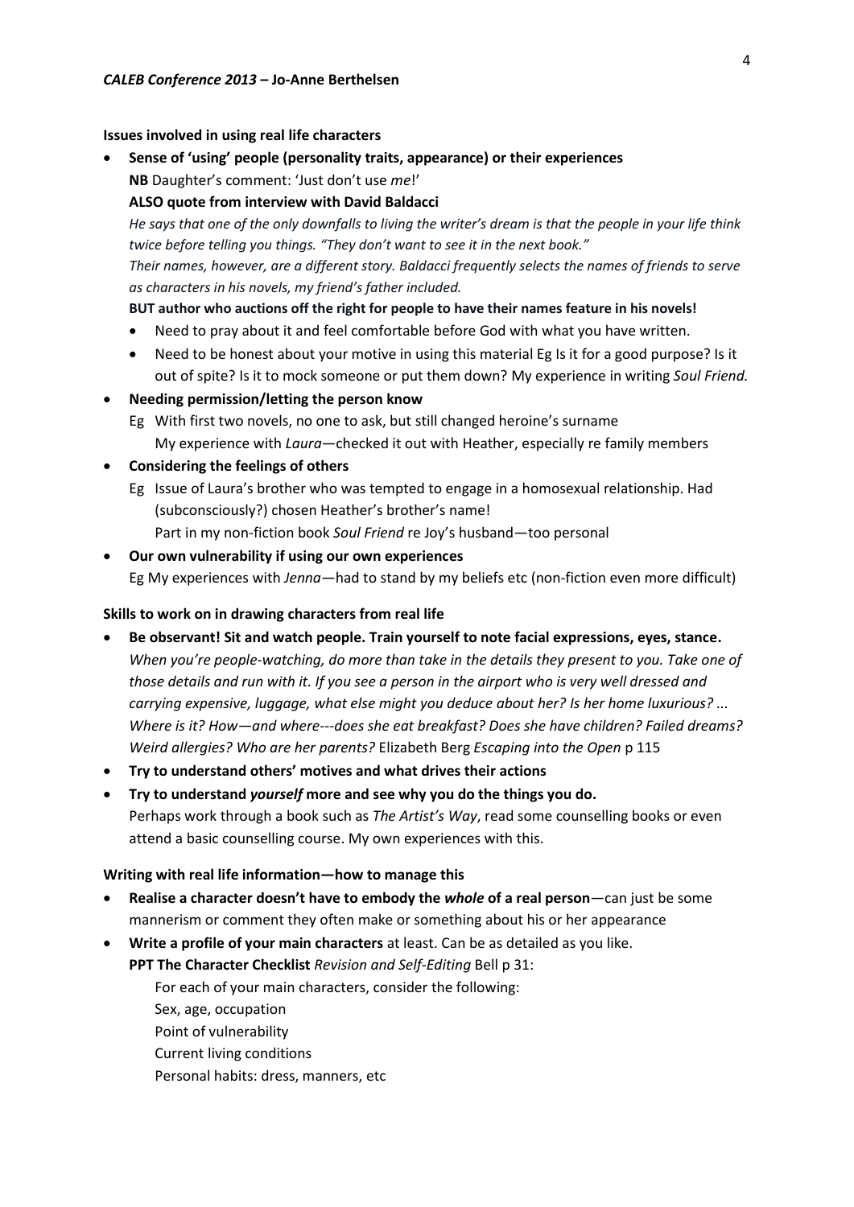**Issues involved in using real life characters**

- **Sense of 'using' people (personality traits, appearance) or their experiences**
  **NB** Daughter's comment: 'Just don't use *me*!'
  **ALSO quote from interview with David Baldacci**
  *He says that one of the only downfalls to living the writer's dream is that the people in your life think twice before telling you things. "They don't want to see it in the next book."*
  *Their names, however, are a different story. Baldacci frequently selects the names of friends to serve as characters in his novels, my friend's father included.*
  **BUT author who auctions off the right for people to have their names feature in his novels!**
  - Need to pray about it and feel comfortable before God with what you have written.
  - Need to be honest about your motive in using this material Eg Is it for a good purpose? Is it out of spite? Is it to mock someone or put them down? My experience in writing *Soul Friend.*
- **Needing permission/letting the person know**
  Eg With first two novels, no one to ask, but still changed heroine's surname
  My experience with *Laura*—checked it out with Heather, especially re family members
- **Considering the feelings of others**
  Eg Issue of Laura's brother who was tempted to engage in a homosexual relationship. Had (subconsciously?) chosen Heather's brother's name!
  Part in my non-fiction book *Soul Friend* re Joy's husband—too personal
- **Our own vulnerability if using our own experiences**
  Eg My experiences with *Jenna*—had to stand by my beliefs etc (non-fiction even more difficult)

**Skills to work on in drawing characters from real life**

- **Be observant! Sit and watch people. Train yourself to note facial expressions, eyes, stance.**
  *When you're people-watching, do more than take in the details they present to you. Take one of those details and run with it. If you see a person in the airport who is very well dressed and carrying expensive, luggage, what else might you deduce about her? Is her home luxurious? ... Where is it? How—and where---does she eat breakfast? Does she have children? Failed dreams? Weird allergies? Who are her parents?* Elizabeth Berg *Escaping into the Open* p 115
- **Try to understand others' motives and what drives their actions**
- **Try to understand *yourself* more and see why you do the things you do.**
  Perhaps work through a book such as *The Artist's Way*, read some counselling books or even attend a basic counselling course. My own experiences with this.

**Writing with real life information—how to manage this**

- **Realise a character doesn't have to embody the *whole* of a real person**—can just be some mannerism or comment they often make or something about his or her appearance
- **Write a profile of your main characters** at least. Can be as detailed as you like.
  **PPT The Character Checklist** *Revision and Self-Editing* Bell p 31:
  For each of your main characters, consider the following:
  Sex, age, occupation
  Point of vulnerability
  Current living conditions
  Personal habits: dress, manners, etc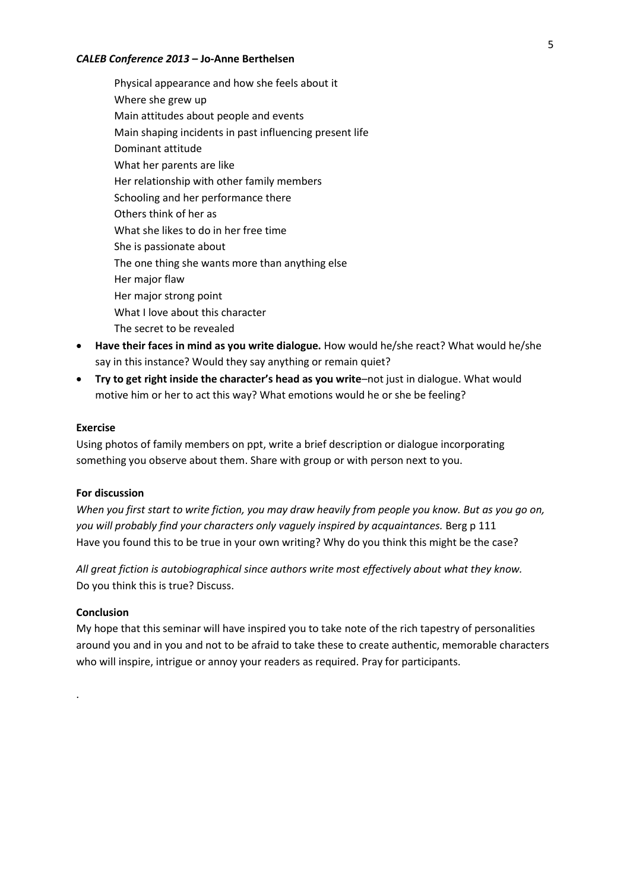Physical appearance and how she feels about it
Where she grew up
Main attitudes about people and events
Main shaping incidents in past influencing present life
Dominant attitude
What her parents are like
Her relationship with other family members
Schooling and her performance there
Others think of her as
What she likes to do in her free time
She is passionate about
The one thing she wants more than anything else
Her major flaw
Her major strong point
What I love about this character
The secret to be revealed

- **Have their faces in mind as you write dialogue.** How would he/she react? What would he/she say in this instance? Would they say anything or remain quiet?
- **Try to get right inside the character's head as you write**–not just in dialogue. What would motive him or her to act this way? What emotions would he or she be feeling?

**Exercise**

Using photos of family members on ppt, write a brief description or dialogue incorporating something you observe about them. Share with group or with person next to you.

**For discussion**

*When you first start to write fiction, you may draw heavily from people you know. But as you go on, you will probably find your characters only vaguely inspired by acquaintances.* Berg p 111
Have you found this to be true in your own writing? Why do you think this might be the case?

*All great fiction is autobiographical since authors write most effectively about what they know.*
Do you think this is true? Discuss.

**Conclusion**

My hope that this seminar will have inspired you to take note of the rich tapestry of personalities around you and in you and not to be afraid to take these to create authentic, memorable characters who will inspire, intrigue or annoy your readers as required. Pray for participants.

.